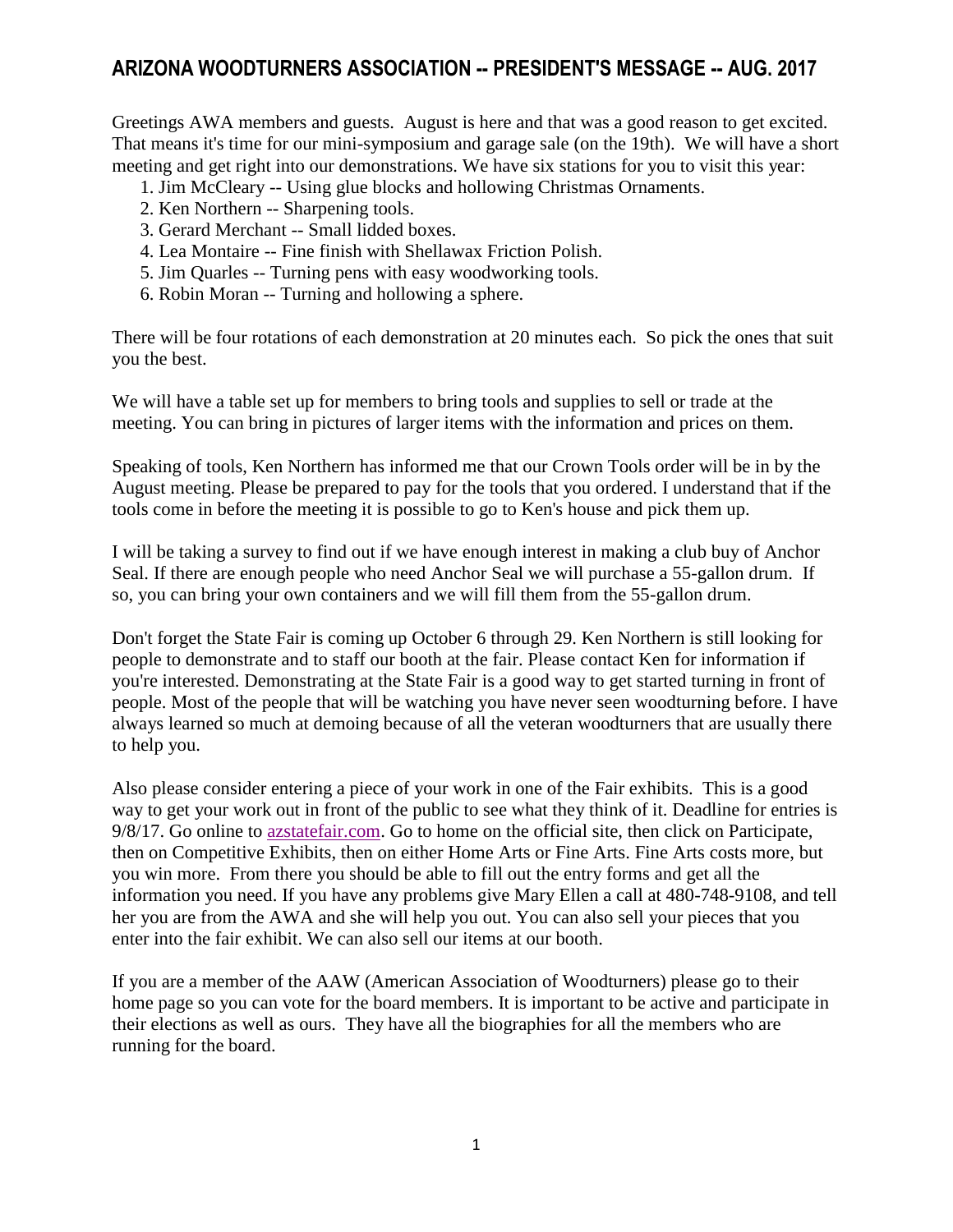# ARIZONA WOODTURNERS ASSOCIATION -- PRESIDENT'S MESSAGE -- AUG. 2017

Greetings AWA members and guests. August is here and that was a good reason to get excited. That means it's time for our mini-symposium and garage sale (on the 19th). We will have a short meeting and get right into our demonstrations. We have six stations for you to visit this year:

1. Jim McCleary -- Using glue blocks and hollowing Christmas Ornaments.
2. Ken Northern -- Sharpening tools.
3. Gerard Merchant -- Small lidded boxes.
4. Lea Montaire -- Fine finish with Shellawax Friction Polish.
5. Jim Quarles -- Turning pens with easy woodworking tools.
6. Robin Moran -- Turning and hollowing a sphere.

There will be four rotations of each demonstration at 20 minutes each. So pick the ones that suit you the best.

We will have a table set up for members to bring tools and supplies to sell or trade at the meeting. You can bring in pictures of larger items with the information and prices on them.

Speaking of tools, Ken Northern has informed me that our Crown Tools order will be in by the August meeting. Please be prepared to pay for the tools that you ordered. I understand that if the tools come in before the meeting it is possible to go to Ken's house and pick them up.

I will be taking a survey to find out if we have enough interest in making a club buy of Anchor Seal. If there are enough people who need Anchor Seal we will purchase a 55-gallon drum. If so, you can bring your own containers and we will fill them from the 55-gallon drum.

Don't forget the State Fair is coming up October 6 through 29. Ken Northern is still looking for people to demonstrate and to staff our booth at the fair. Please contact Ken for information if you're interested. Demonstrating at the State Fair is a good way to get started turning in front of people. Most of the people that will be watching you have never seen woodturning before. I have always learned so much at demoing because of all the veteran woodturners that are usually there to help you.

Also please consider entering a piece of your work in one of the Fair exhibits. This is a good way to get your work out in front of the public to see what they think of it. Deadline for entries is 9/8/17. Go online to azstatefair.com. Go to home on the official site, then click on Participate, then on Competitive Exhibits, then on either Home Arts or Fine Arts. Fine Arts costs more, but you win more. From there you should be able to fill out the entry forms and get all the information you need. If you have any problems give Mary Ellen a call at 480-748-9108, and tell her you are from the AWA and she will help you out. You can also sell your pieces that you enter into the fair exhibit. We can also sell our items at our booth.

If you are a member of the AAW (American Association of Woodturners) please go to their home page so you can vote for the board members. It is important to be active and participate in their elections as well as ours. They have all the biographies for all the members who are running for the board.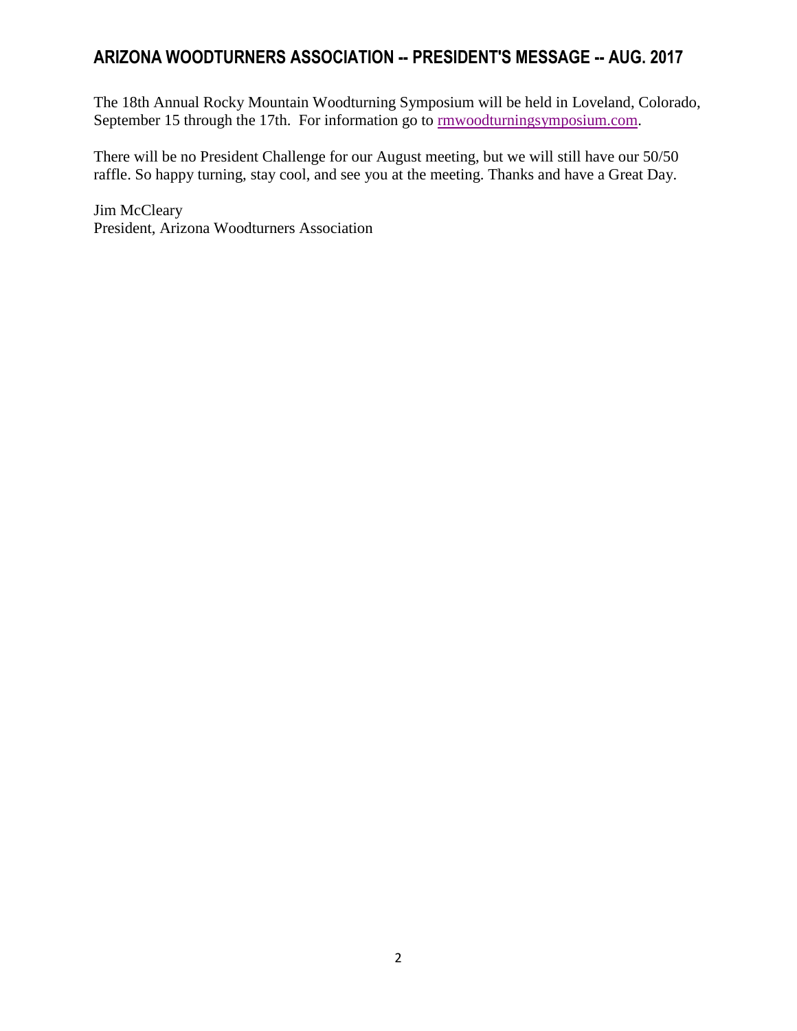## ARIZONA WOODTURNERS ASSOCIATION -- PRESIDENT'S MESSAGE -- AUG. 2017

The 18th Annual Rocky Mountain Woodturning Symposium will be held in Loveland, Colorado, September 15 through the 17th. For information go to rmwoodturningsymposium.com.

There will be no President Challenge for our August meeting, but we will still have our 50/50 raffle. So happy turning, stay cool, and see you at the meeting. Thanks and have a Great Day.

Jim McCleary
President, Arizona Woodturners Association